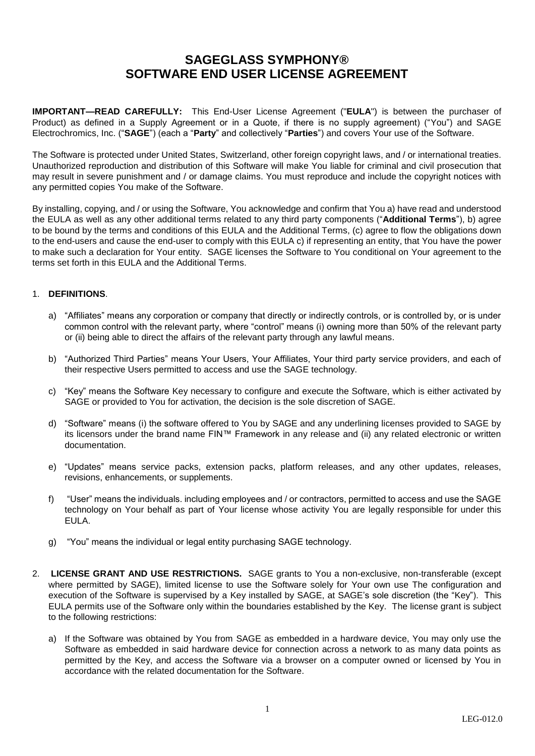# SAGEGLASS SYMPHONY®
# SOFTWARE END USER LICENSE AGREEMENT

**IMPORTANT—READ CAREFULLY:** This End-User License Agreement ("**EULA**") is between the purchaser of Product) as defined in a Supply Agreement or in a Quote, if there is no supply agreement) ("You") and SAGE Electrochromics, Inc. ("**SAGE**") (each a "**Party**" and collectively "**Parties**") and covers Your use of the Software.

The Software is protected under United States, Switzerland, other foreign copyright laws, and / or international treaties. Unauthorized reproduction and distribution of this Software will make You liable for criminal and civil prosecution that may result in severe punishment and / or damage claims. You must reproduce and include the copyright notices with any permitted copies You make of the Software.

By installing, copying, and / or using the Software, You acknowledge and confirm that You a) have read and understood the EULA as well as any other additional terms related to any third party components ("**Additional Terms**"), b) agree to be bound by the terms and conditions of this EULA and the Additional Terms, (c) agree to flow the obligations down to the end-users and cause the end-user to comply with this EULA c) if representing an entity, that You have the power to make such a declaration for Your entity. SAGE licenses the Software to You conditional on Your agreement to the terms set forth in this EULA and the Additional Terms.

1. **DEFINITIONS**.

   a) "Affiliates" means any corporation or company that directly or indirectly controls, or is controlled by, or is under common control with the relevant party, where "control" means (i) owning more than 50% of the relevant party or (ii) being able to direct the affairs of the relevant party through any lawful means.

   b) "Authorized Third Parties" means Your Users, Your Affiliates, Your third party service providers, and each of their respective Users permitted to access and use the SAGE technology.

   c) "Key" means the Software Key necessary to configure and execute the Software, which is either activated by SAGE or provided to You for activation, the decision is the sole discretion of SAGE.

   d) "Software" means (i) the software offered to You by SAGE and any underlining licenses provided to SAGE by its licensors under the brand name FIN™ Framework in any release and (ii) any related electronic or written documentation.

   e) "Updates" means service packs, extension packs, platform releases, and any other updates, releases, revisions, enhancements, or supplements.

   f) "User" means the individuals. including employees and / or contractors, permitted to access and use the SAGE technology on Your behalf as part of Your license whose activity You are legally responsible for under this EULA.

   g) "You" means the individual or legal entity purchasing SAGE technology.

2. **LICENSE GRANT AND USE RESTRICTIONS.** SAGE grants to You a non-exclusive, non-transferable (except where permitted by SAGE), limited license to use the Software solely for Your own use The configuration and execution of the Software is supervised by a Key installed by SAGE, at SAGE's sole discretion (the "Key"). This EULA permits use of the Software only within the boundaries established by the Key. The license grant is subject to the following restrictions:

   a) If the Software was obtained by You from SAGE as embedded in a hardware device, You may only use the Software as embedded in said hardware device for connection across a network to as many data points as permitted by the Key, and access the Software via a browser on a computer owned or licensed by You in accordance with the related documentation for the Software.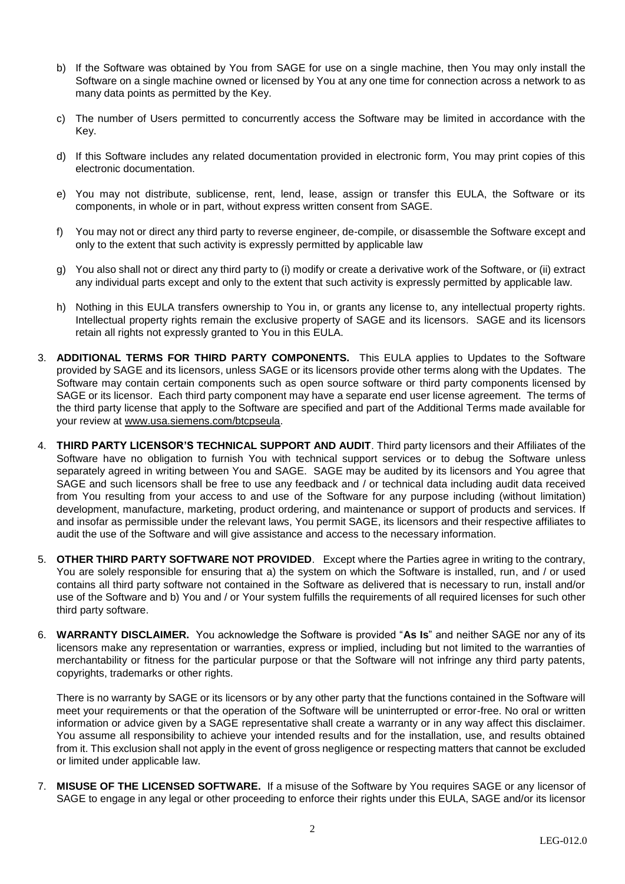b) If the Software was obtained by You from SAGE for use on a single machine, then You may only install the Software on a single machine owned or licensed by You at any one time for connection across a network to as many data points as permitted by the Key.

c) The number of Users permitted to concurrently access the Software may be limited in accordance with the Key.

d) If this Software includes any related documentation provided in electronic form, You may print copies of this electronic documentation.

e) You may not distribute, sublicense, rent, lend, lease, assign or transfer this EULA, the Software or its components, in whole or in part, without express written consent from SAGE.

f) You may not or direct any third party to reverse engineer, de-compile, or disassemble the Software except and only to the extent that such activity is expressly permitted by applicable law

g) You also shall not or direct any third party to (i) modify or create a derivative work of the Software, or (ii) extract any individual parts except and only to the extent that such activity is expressly permitted by applicable law.

h) Nothing in this EULA transfers ownership to You in, or grants any license to, any intellectual property rights. Intellectual property rights remain the exclusive property of SAGE and its licensors. SAGE and its licensors retain all rights not expressly granted to You in this EULA.

3. **ADDITIONAL TERMS FOR THIRD PARTY COMPONENTS.** This EULA applies to Updates to the Software provided by SAGE and its licensors, unless SAGE or its licensors provide other terms along with the Updates. The Software may contain certain components such as open source software or third party components licensed by SAGE or its licensor. Each third party component may have a separate end user license agreement. The terms of the third party license that apply to the Software are specified and part of the Additional Terms made available for your review at www.usa.siemens.com/btcpseula.

4. **THIRD PARTY LICENSOR'S TECHNICAL SUPPORT AND AUDIT**. Third party licensors and their Affiliates of the Software have no obligation to furnish You with technical support services or to debug the Software unless separately agreed in writing between You and SAGE. SAGE may be audited by its licensors and You agree that SAGE and such licensors shall be free to use any feedback and / or technical data including audit data received from You resulting from your access to and use of the Software for any purpose including (without limitation) development, manufacture, marketing, product ordering, and maintenance or support of products and services. If and insofar as permissible under the relevant laws, You permit SAGE, its licensors and their respective affiliates to audit the use of the Software and will give assistance and access to the necessary information.

5. **OTHER THIRD PARTY SOFTWARE NOT PROVIDED**. Except where the Parties agree in writing to the contrary, You are solely responsible for ensuring that a) the system on which the Software is installed, run, and / or used contains all third party software not contained in the Software as delivered that is necessary to run, install and/or use of the Software and b) You and / or Your system fulfills the requirements of all required licenses for such other third party software.

6. **WARRANTY DISCLAIMER.** You acknowledge the Software is provided "**As Is**" and neither SAGE nor any of its licensors make any representation or warranties, express or implied, including but not limited to the warranties of merchantability or fitness for the particular purpose or that the Software will not infringe any third party patents, copyrights, trademarks or other rights.

   There is no warranty by SAGE or its licensors or by any other party that the functions contained in the Software will meet your requirements or that the operation of the Software will be uninterrupted or error-free. No oral or written information or advice given by a SAGE representative shall create a warranty or in any way affect this disclaimer. You assume all responsibility to achieve your intended results and for the installation, use, and results obtained from it. This exclusion shall not apply in the event of gross negligence or respecting matters that cannot be excluded or limited under applicable law.

7. **MISUSE OF THE LICENSED SOFTWARE.** If a misuse of the Software by You requires SAGE or any licensor of SAGE to engage in any legal or other proceeding to enforce their rights under this EULA, SAGE and/or its licensor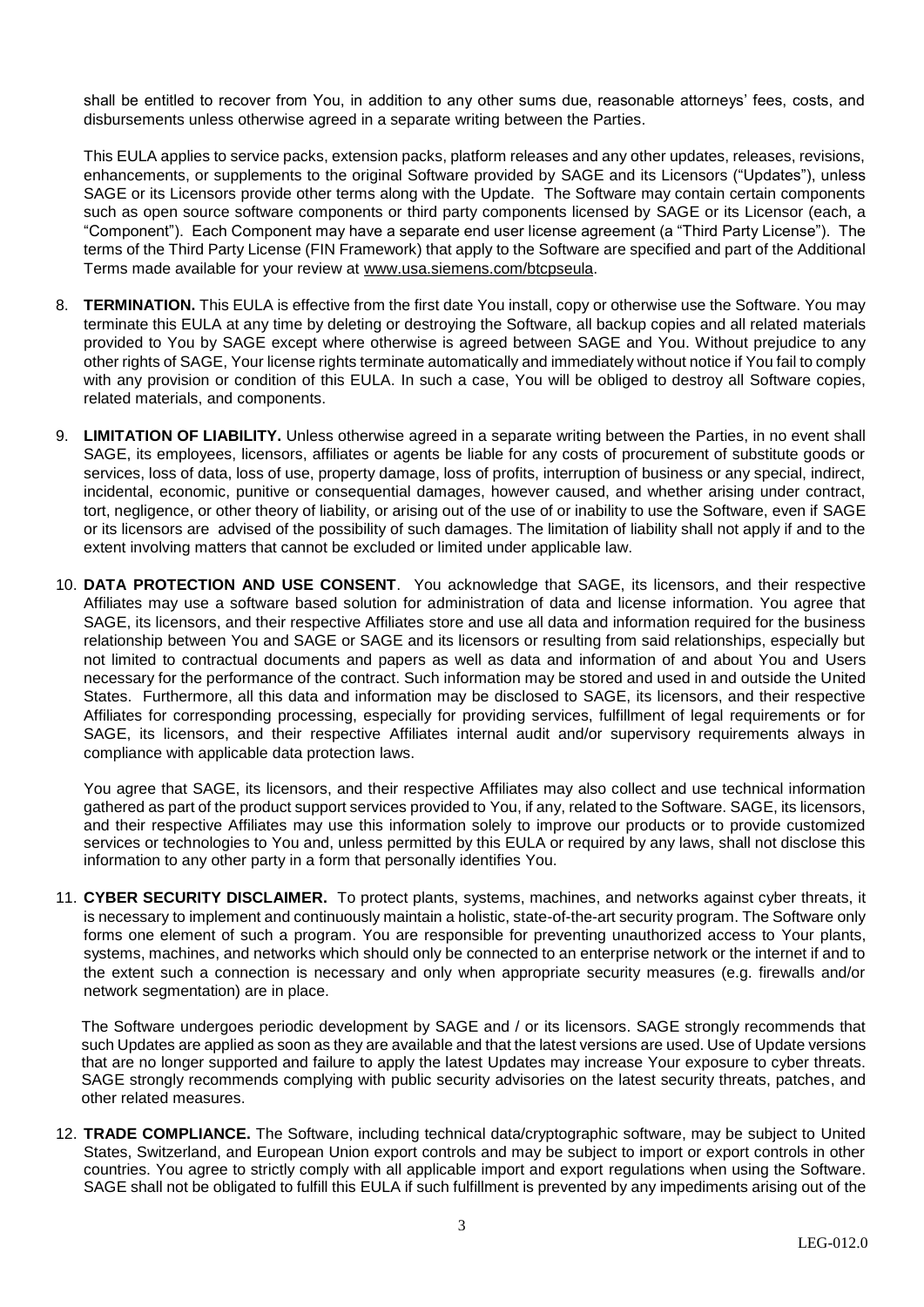shall be entitled to recover from You, in addition to any other sums due, reasonable attorneys' fees, costs, and disbursements unless otherwise agreed in a separate writing between the Parties.

This EULA applies to service packs, extension packs, platform releases and any other updates, releases, revisions, enhancements, or supplements to the original Software provided by SAGE and its Licensors ("Updates"), unless SAGE or its Licensors provide other terms along with the Update. The Software may contain certain components such as open source software components or third party components licensed by SAGE or its Licensor (each, a "Component"). Each Component may have a separate end user license agreement (a "Third Party License"). The terms of the Third Party License (FIN Framework) that apply to the Software are specified and part of the Additional Terms made available for your review at www.usa.siemens.com/btcpseula.

8. **TERMINATION.** This EULA is effective from the first date You install, copy or otherwise use the Software. You may terminate this EULA at any time by deleting or destroying the Software, all backup copies and all related materials provided to You by SAGE except where otherwise is agreed between SAGE and You. Without prejudice to any other rights of SAGE, Your license rights terminate automatically and immediately without notice if You fail to comply with any provision or condition of this EULA. In such a case, You will be obliged to destroy all Software copies, related materials, and components.

9. **LIMITATION OF LIABILITY.** Unless otherwise agreed in a separate writing between the Parties, in no event shall SAGE, its employees, licensors, affiliates or agents be liable for any costs of procurement of substitute goods or services, loss of data, loss of use, property damage, loss of profits, interruption of business or any special, indirect, incidental, economic, punitive or consequential damages, however caused, and whether arising under contract, tort, negligence, or other theory of liability, or arising out of the use of or inability to use the Software, even if SAGE or its licensors are advised of the possibility of such damages. The limitation of liability shall not apply if and to the extent involving matters that cannot be excluded or limited under applicable law.

10. **DATA PROTECTION AND USE CONSENT**. You acknowledge that SAGE, its licensors, and their respective Affiliates may use a software based solution for administration of data and license information. You agree that SAGE, its licensors, and their respective Affiliates store and use all data and information required for the business relationship between You and SAGE or SAGE and its licensors or resulting from said relationships, especially but not limited to contractual documents and papers as well as data and information of and about You and Users necessary for the performance of the contract. Such information may be stored and used in and outside the United States. Furthermore, all this data and information may be disclosed to SAGE, its licensors, and their respective Affiliates for corresponding processing, especially for providing services, fulfillment of legal requirements or for SAGE, its licensors, and their respective Affiliates internal audit and/or supervisory requirements always in compliance with applicable data protection laws.

    You agree that SAGE, its licensors, and their respective Affiliates may also collect and use technical information gathered as part of the product support services provided to You, if any, related to the Software. SAGE, its licensors, and their respective Affiliates may use this information solely to improve our products or to provide customized services or technologies to You and, unless permitted by this EULA or required by any laws, shall not disclose this information to any other party in a form that personally identifies You.

11. **CYBER SECURITY DISCLAIMER.** To protect plants, systems, machines, and networks against cyber threats, it is necessary to implement and continuously maintain a holistic, state-of-the-art security program. The Software only forms one element of such a program. You are responsible for preventing unauthorized access to Your plants, systems, machines, and networks which should only be connected to an enterprise network or the internet if and to the extent such a connection is necessary and only when appropriate security measures (e.g. firewalls and/or network segmentation) are in place.

    The Software undergoes periodic development by SAGE and / or its licensors. SAGE strongly recommends that such Updates are applied as soon as they are available and that the latest versions are used. Use of Update versions that are no longer supported and failure to apply the latest Updates may increase Your exposure to cyber threats. SAGE strongly recommends complying with public security advisories on the latest security threats, patches, and other related measures.

12. **TRADE COMPLIANCE.** The Software, including technical data/cryptographic software, may be subject to United States, Switzerland, and European Union export controls and may be subject to import or export controls in other countries. You agree to strictly comply with all applicable import and export regulations when using the Software. SAGE shall not be obligated to fulfill this EULA if such fulfillment is prevented by any impediments arising out of the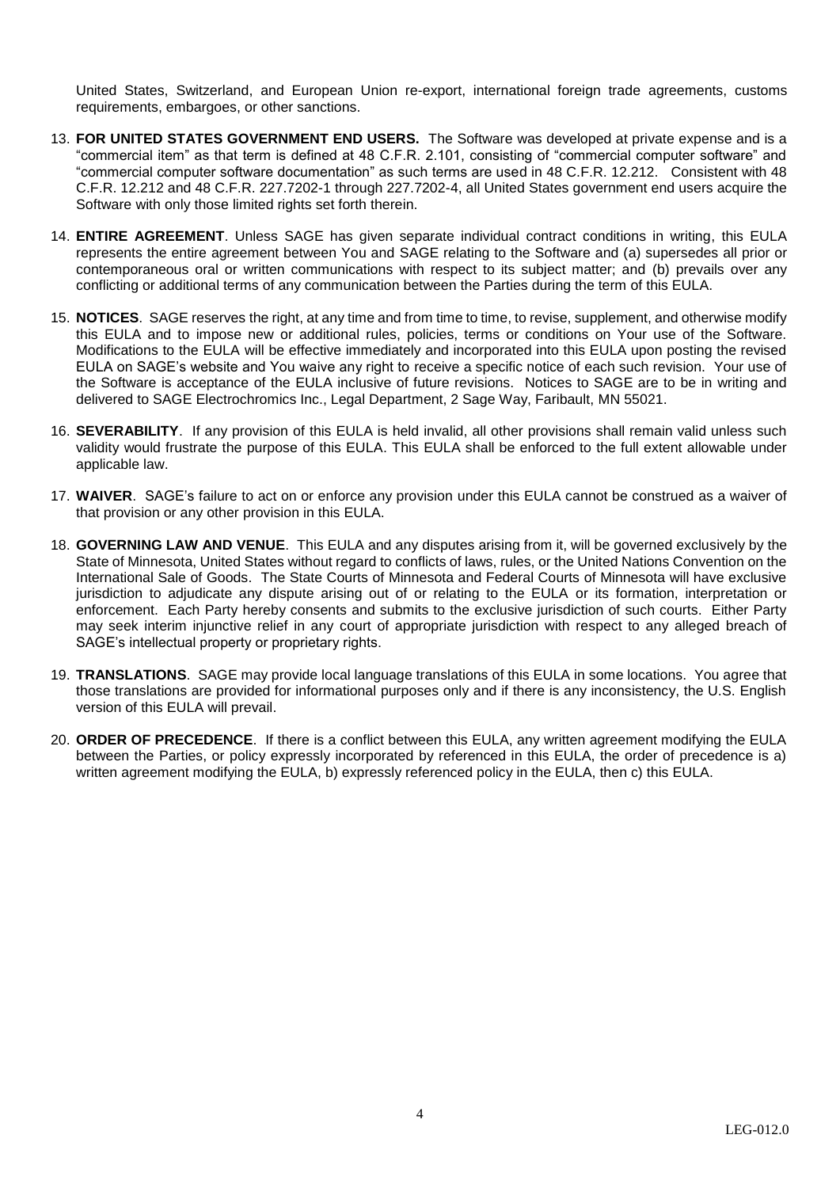United States, Switzerland, and European Union re-export, international foreign trade agreements, customs requirements, embargoes, or other sanctions.

13. **FOR UNITED STATES GOVERNMENT END USERS.** The Software was developed at private expense and is a "commercial item" as that term is defined at 48 C.F.R. 2.101, consisting of "commercial computer software" and "commercial computer software documentation" as such terms are used in 48 C.F.R. 12.212. Consistent with 48 C.F.R. 12.212 and 48 C.F.R. 227.7202-1 through 227.7202-4, all United States government end users acquire the Software with only those limited rights set forth therein.

14. **ENTIRE AGREEMENT**. Unless SAGE has given separate individual contract conditions in writing, this EULA represents the entire agreement between You and SAGE relating to the Software and (a) supersedes all prior or contemporaneous oral or written communications with respect to its subject matter; and (b) prevails over any conflicting or additional terms of any communication between the Parties during the term of this EULA.

15. **NOTICES**. SAGE reserves the right, at any time and from time to time, to revise, supplement, and otherwise modify this EULA and to impose new or additional rules, policies, terms or conditions on Your use of the Software. Modifications to the EULA will be effective immediately and incorporated into this EULA upon posting the revised EULA on SAGE's website and You waive any right to receive a specific notice of each such revision. Your use of the Software is acceptance of the EULA inclusive of future revisions. Notices to SAGE are to be in writing and delivered to SAGE Electrochromics Inc., Legal Department, 2 Sage Way, Faribault, MN 55021.

16. **SEVERABILITY**. If any provision of this EULA is held invalid, all other provisions shall remain valid unless such validity would frustrate the purpose of this EULA. This EULA shall be enforced to the full extent allowable under applicable law.

17. **WAIVER**. SAGE's failure to act on or enforce any provision under this EULA cannot be construed as a waiver of that provision or any other provision in this EULA.

18. **GOVERNING LAW AND VENUE**. This EULA and any disputes arising from it, will be governed exclusively by the State of Minnesota, United States without regard to conflicts of laws, rules, or the United Nations Convention on the International Sale of Goods. The State Courts of Minnesota and Federal Courts of Minnesota will have exclusive jurisdiction to adjudicate any dispute arising out of or relating to the EULA or its formation, interpretation or enforcement. Each Party hereby consents and submits to the exclusive jurisdiction of such courts. Either Party may seek interim injunctive relief in any court of appropriate jurisdiction with respect to any alleged breach of SAGE's intellectual property or proprietary rights.

19. **TRANSLATIONS**. SAGE may provide local language translations of this EULA in some locations. You agree that those translations are provided for informational purposes only and if there is any inconsistency, the U.S. English version of this EULA will prevail.

20. **ORDER OF PRECEDENCE**. If there is a conflict between this EULA, any written agreement modifying the EULA between the Parties, or policy expressly incorporated by referenced in this EULA, the order of precedence is a) written agreement modifying the EULA, b) expressly referenced policy in the EULA, then c) this EULA.

LEG-012.0